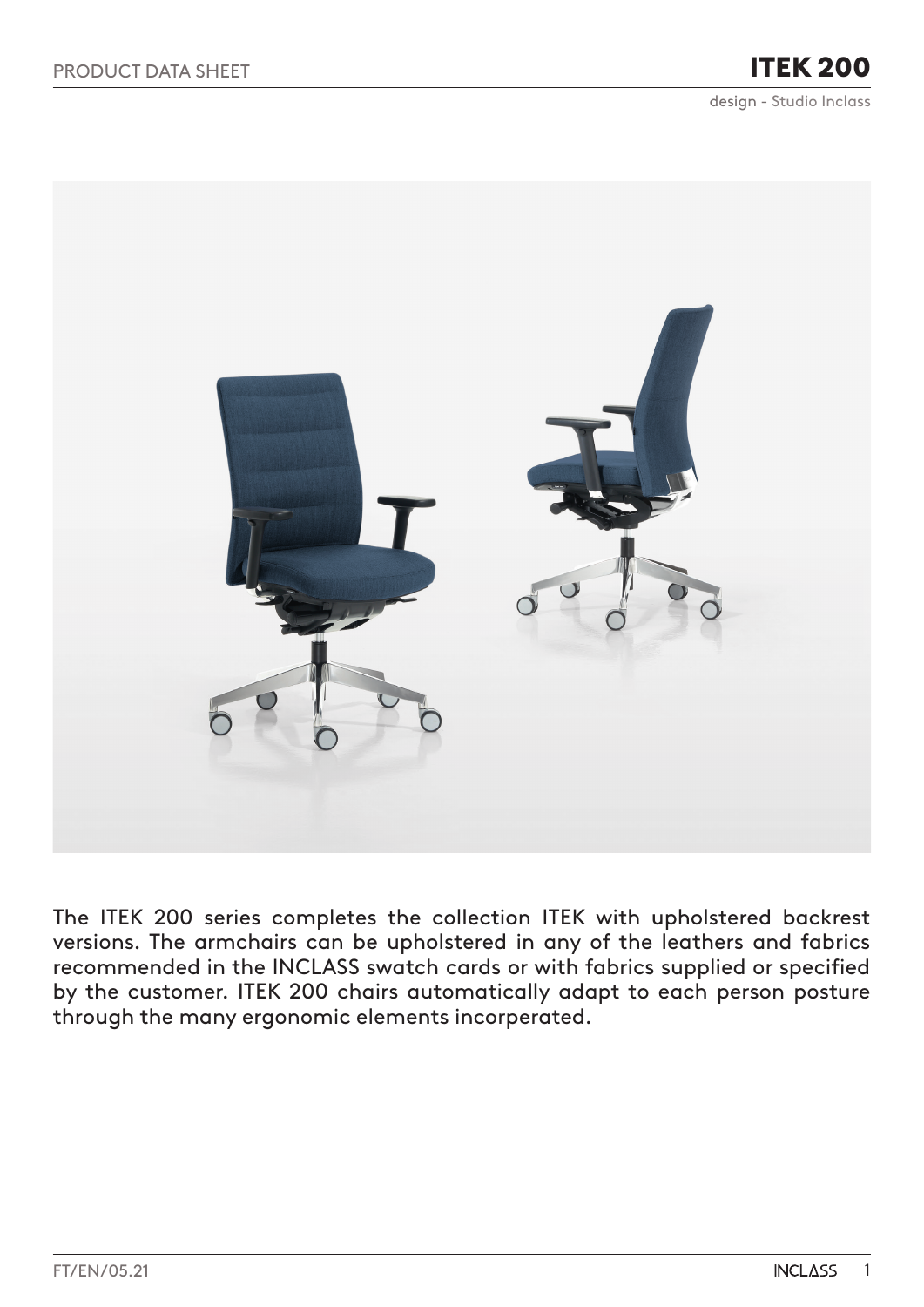PRODUCT DATA SHEET

# ITEK 200

design - Studio Inclass

The ITEK 200 series completes the collection ITEK with upholstered backrest versions. The armchairs can be upholstered in any of the leathers and fabrics recommended in the INCLASS swatch cards or with fabrics supplied or specified by the customer. ITEK 200 chairs automatically adapt to each person posture through the many ergonomic elements incorperated.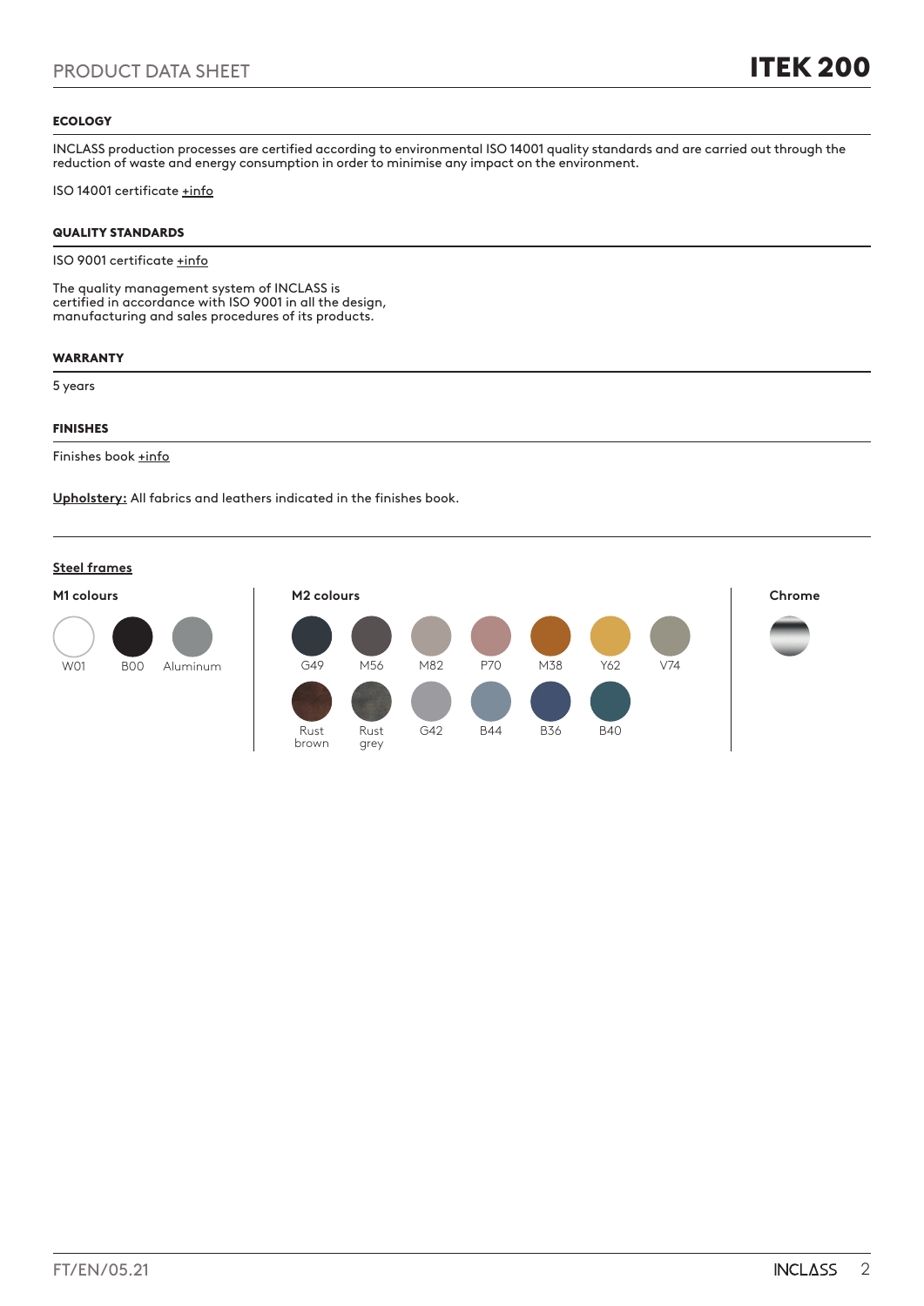## ECOLOGY

INCLASS production processes are certified according to environmental ISO 14001 quality standards and are carried out through the reduction of waste and energy consumption in order to minimise any impact on the environment.

ISO 14001 certificate +info

## QUALITY STANDARDS

ISO 9001 certificate +info

The quality management system of INCLASS is certified in accordance with ISO 9001 in all the design, manufacturing and sales procedures of its products.

## WARRANTY

5 years

## FINISHES

Finishes book +info

Upholstery: All fabrics and leathers indicated in the finishes book.

Steel frames

**M1 colours**

W01, B00, Aluminum

**M2 colours**

G49, M56, M82, P70, M38, Y62, V74, Rust brown, Rust grey, G42, B44, B36, B40

**Chrome**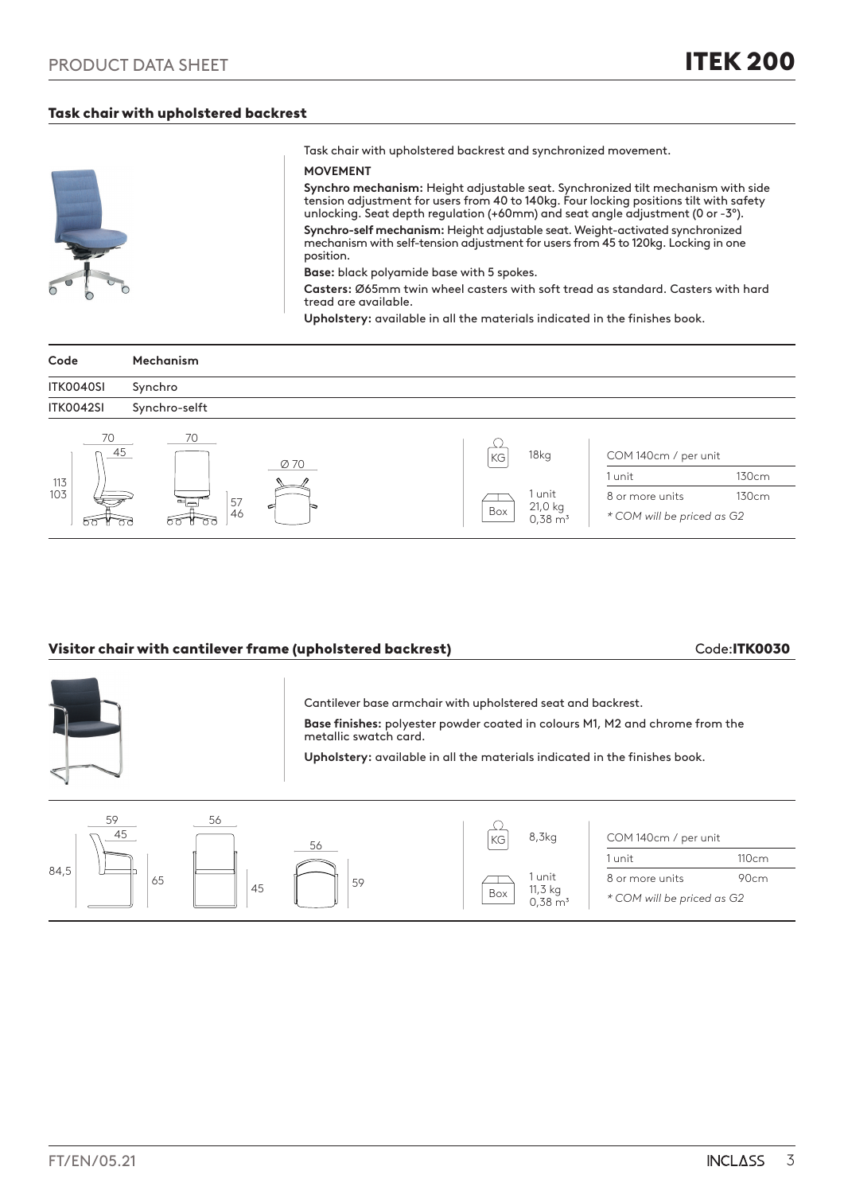## Task chair with upholstered backrest

Task chair with upholstered backrest and synchronized movement.

**MOVEMENT**

**Synchro mechanism:** Height adjustable seat. Synchronized tilt mechanism with side tension adjustment for users from 40 to 140kg. Four locking positions tilt with safety unlocking. Seat depth regulation (+60mm) and seat angle adjustment (0 or -3°).

**Synchro-self mechanism:** Height adjustable seat. Weight-activated synchronized mechanism with self-tension adjustment for users from 45 to 120kg. Locking in one position.

**Base:** black polyamide base with 5 spokes.

**Casters:** Ø65mm twin wheel casters with soft tread as standard. Casters with hard tread are available.

**Upholstery:** available in all the materials indicated in the finishes book.

| Code | Mechanism |
|---|---|
| ITK0040SI | Synchro |
| ITK0042SI | Synchro-selft |

Dimensions: 70 / 45 / 113 / 103 — 70 / 57 / 46 — Ø 70

KG: 18kg

Box: 1 unit, 21,0 kg, 0,38 m³

| COM 140cm / per unit | |
|---|---|
| 1 unit | 130cm |
| 8 or more units | 130cm |

*\* COM will be priced as G2*

## Visitor chair with cantilever frame (upholstered backrest)

Code: **ITK0030**

Cantilever base armchair with upholstered seat and backrest.

**Base finishes:** polyester powder coated in colours M1, M2 and chrome from the metallic swatch card.

**Upholstery:** available in all the materials indicated in the finishes book.

Dimensions: 59 / 45 / 84,5 / 65 — 56 / 45 — 56 / 59

KG: 8,3kg

Box: 1 unit, 11,3 kg, 0,38 m³

| COM 140cm / per unit | |
|---|---|
| 1 unit | 110cm |
| 8 or more units | 90cm |

*\* COM will be priced as G2*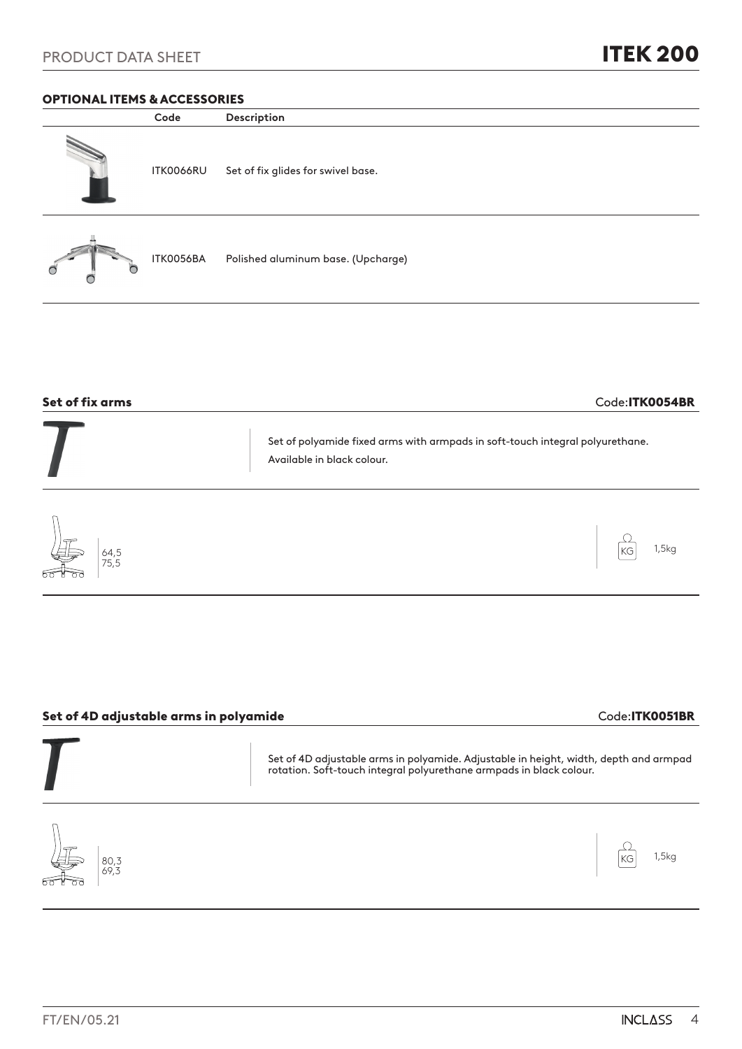## OPTIONAL ITEMS & ACCESSORIES

| Code | Description |
|---|---|
| ITK0066RU | Set of fix glides for swivel base. |
| ITK0056BA | Polished aluminum base. (Upcharge) |

## Set of fix arms

Code: **ITK0054BR**

Set of polyamide fixed arms with armpads in soft-touch integral polyurethane.
Available in black colour.

64,5
75,5

KG 1,5kg

## Set of 4D adjustable arms in polyamide

Code: **ITK0051BR**

Set of 4D adjustable arms in polyamide. Adjustable in height, width, depth and armpad rotation. Soft-touch integral polyurethane armpads in black colour.

80,3
69,3

KG 1,5kg